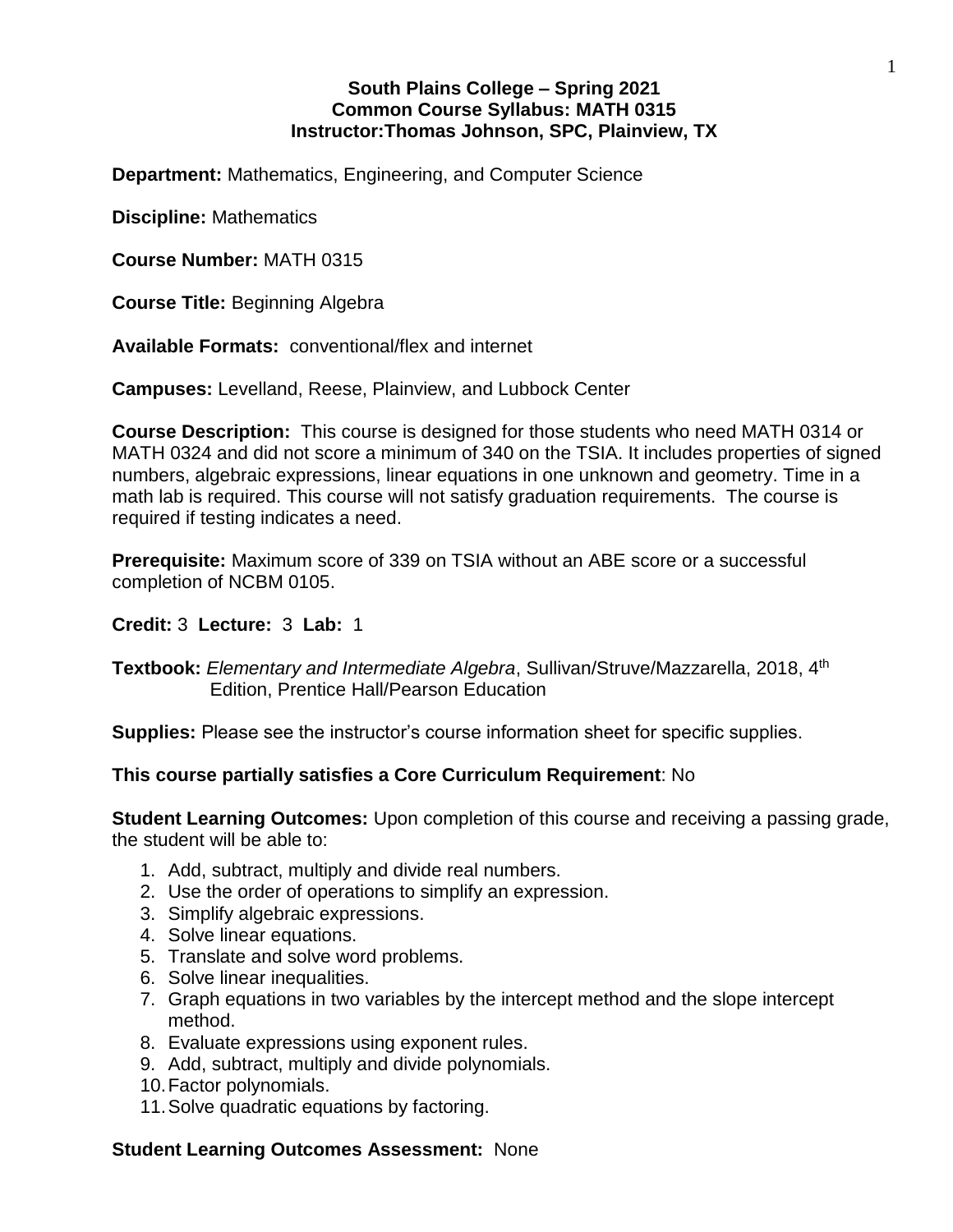**South Plains College – Spring 2021**
**Common Course Syllabus: MATH 0315**
**Instructor:Thomas Johnson, SPC, Plainview, TX**

**Department:** Mathematics, Engineering, and Computer Science

**Discipline:** Mathematics

**Course Number:** MATH 0315

**Course Title:** Beginning Algebra

**Available Formats:** conventional/flex and internet

**Campuses:** Levelland, Reese, Plainview, and Lubbock Center

**Course Description:** This course is designed for those students who need MATH 0314 or MATH 0324 and did not score a minimum of 340 on the TSIA. It includes properties of signed numbers, algebraic expressions, linear equations in one unknown and geometry. Time in a math lab is required. This course will not satisfy graduation requirements. The course is required if testing indicates a need.

**Prerequisite:** Maximum score of 339 on TSIA without an ABE score or a successful completion of NCBM 0105.

**Credit:** 3 **Lecture:** 3 **Lab:** 1

**Textbook:** *Elementary and Intermediate Algebra*, Sullivan/Struve/Mazzarella, 2018, 4th Edition, Prentice Hall/Pearson Education

**Supplies:** Please see the instructor's course information sheet for specific supplies.

**This course partially satisfies a Core Curriculum Requirement**: No

**Student Learning Outcomes:** Upon completion of this course and receiving a passing grade, the student will be able to:

1. Add, subtract, multiply and divide real numbers.
2. Use the order of operations to simplify an expression.
3. Simplify algebraic expressions.
4. Solve linear equations.
5. Translate and solve word problems.
6. Solve linear inequalities.
7. Graph equations in two variables by the intercept method and the slope intercept method.
8. Evaluate expressions using exponent rules.
9. Add, subtract, multiply and divide polynomials.
10. Factor polynomials.
11. Solve quadratic equations by factoring.

**Student Learning Outcomes Assessment:** None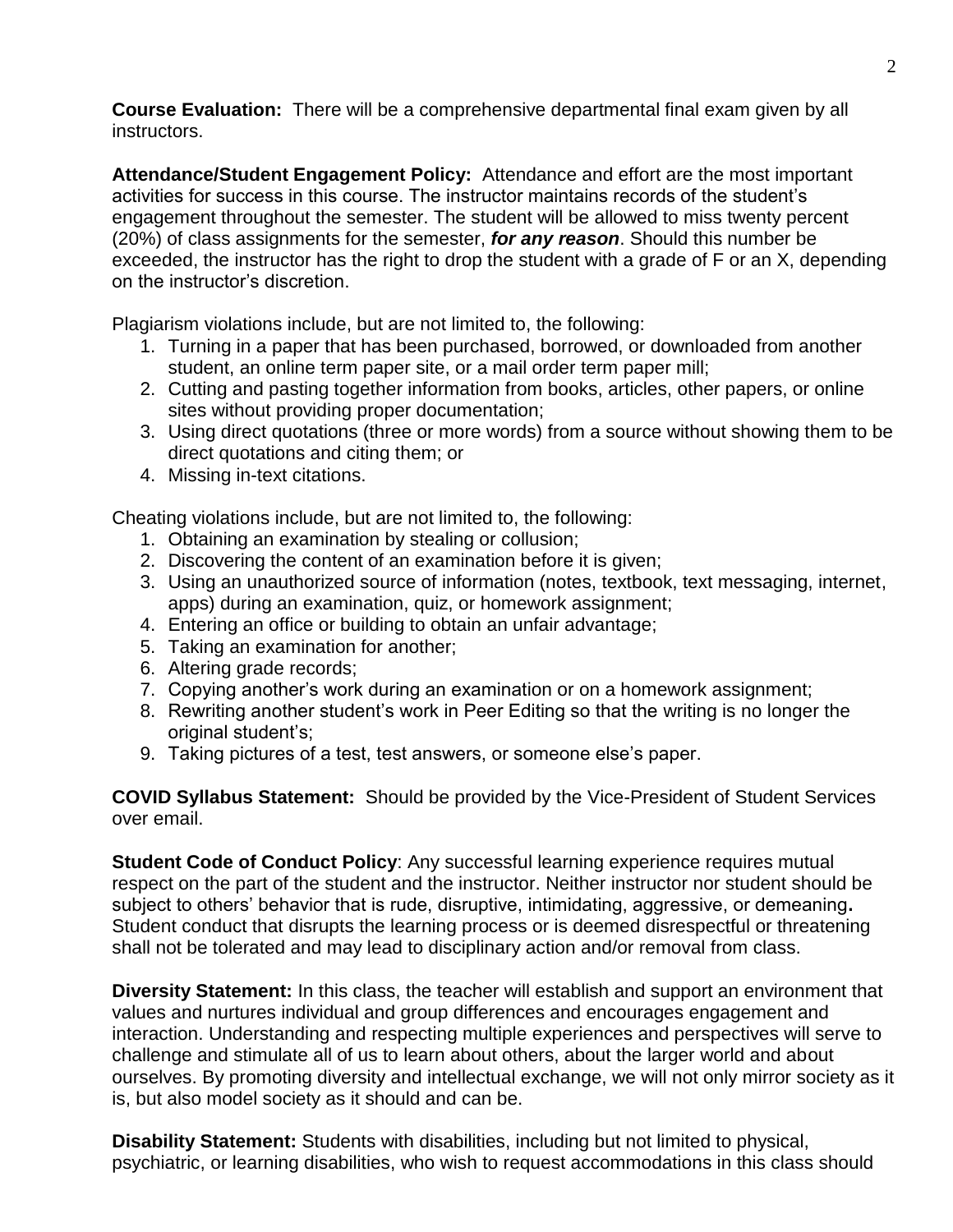**Course Evaluation:** There will be a comprehensive departmental final exam given by all instructors.

**Attendance/Student Engagement Policy:** Attendance and effort are the most important activities for success in this course. The instructor maintains records of the student's engagement throughout the semester. The student will be allowed to miss twenty percent (20%) of class assignments for the semester, ***for any reason***. Should this number be exceeded, the instructor has the right to drop the student with a grade of F or an X, depending on the instructor's discretion.

Plagiarism violations include, but are not limited to, the following:

1. Turning in a paper that has been purchased, borrowed, or downloaded from another student, an online term paper site, or a mail order term paper mill;
2. Cutting and pasting together information from books, articles, other papers, or online sites without providing proper documentation;
3. Using direct quotations (three or more words) from a source without showing them to be direct quotations and citing them; or
4. Missing in-text citations.

Cheating violations include, but are not limited to, the following:

1. Obtaining an examination by stealing or collusion;
2. Discovering the content of an examination before it is given;
3. Using an unauthorized source of information (notes, textbook, text messaging, internet, apps) during an examination, quiz, or homework assignment;
4. Entering an office or building to obtain an unfair advantage;
5. Taking an examination for another;
6. Altering grade records;
7. Copying another's work during an examination or on a homework assignment;
8. Rewriting another student's work in Peer Editing so that the writing is no longer the original student's;
9. Taking pictures of a test, test answers, or someone else's paper.

**COVID Syllabus Statement:** Should be provided by the Vice-President of Student Services over email.

**Student Code of Conduct Policy**: Any successful learning experience requires mutual respect on the part of the student and the instructor. Neither instructor nor student should be subject to others' behavior that is rude, disruptive, intimidating, aggressive, or demeaning**.** Student conduct that disrupts the learning process or is deemed disrespectful or threatening shall not be tolerated and may lead to disciplinary action and/or removal from class.

**Diversity Statement:** In this class, the teacher will establish and support an environment that values and nurtures individual and group differences and encourages engagement and interaction. Understanding and respecting multiple experiences and perspectives will serve to challenge and stimulate all of us to learn about others, about the larger world and about ourselves. By promoting diversity and intellectual exchange, we will not only mirror society as it is, but also model society as it should and can be.

**Disability Statement:** Students with disabilities, including but not limited to physical, psychiatric, or learning disabilities, who wish to request accommodations in this class should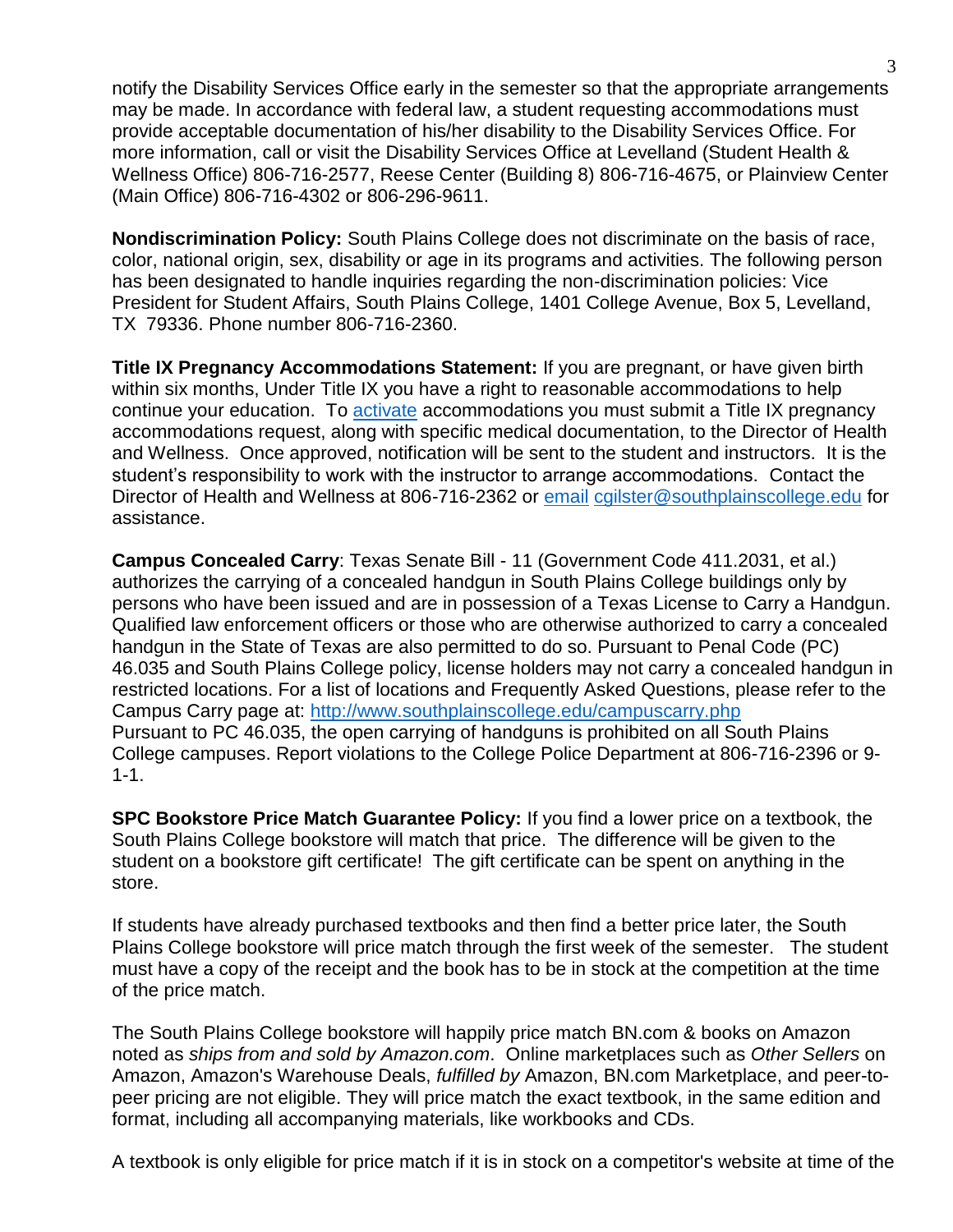notify the Disability Services Office early in the semester so that the appropriate arrangements may be made. In accordance with federal law, a student requesting accommodations must provide acceptable documentation of his/her disability to the Disability Services Office. For more information, call or visit the Disability Services Office at Levelland (Student Health & Wellness Office) 806-716-2577, Reese Center (Building 8) 806-716-4675, or Plainview Center (Main Office) 806-716-4302 or 806-296-9611.

**Nondiscrimination Policy:** South Plains College does not discriminate on the basis of race, color, national origin, sex, disability or age in its programs and activities. The following person has been designated to handle inquiries regarding the non-discrimination policies: Vice President for Student Affairs, South Plains College, 1401 College Avenue, Box 5, Levelland, TX 79336. Phone number 806-716-2360.

**Title IX Pregnancy Accommodations Statement:** If you are pregnant, or have given birth within six months, Under Title IX you have a right to reasonable accommodations to help continue your education. To activate accommodations you must submit a Title IX pregnancy accommodations request, along with specific medical documentation, to the Director of Health and Wellness. Once approved, notification will be sent to the student and instructors. It is the student's responsibility to work with the instructor to arrange accommodations. Contact the Director of Health and Wellness at 806-716-2362 or email cgilster@southplainscollege.edu for assistance.

**Campus Concealed Carry**: Texas Senate Bill - 11 (Government Code 411.2031, et al.) authorizes the carrying of a concealed handgun in South Plains College buildings only by persons who have been issued and are in possession of a Texas License to Carry a Handgun. Qualified law enforcement officers or those who are otherwise authorized to carry a concealed handgun in the State of Texas are also permitted to do so. Pursuant to Penal Code (PC) 46.035 and South Plains College policy, license holders may not carry a concealed handgun in restricted locations. For a list of locations and Frequently Asked Questions, please refer to the Campus Carry page at: http://www.southplainscollege.edu/campuscarry.php
Pursuant to PC 46.035, the open carrying of handguns is prohibited on all South Plains College campuses. Report violations to the College Police Department at 806-716-2396 or 9-1-1.

**SPC Bookstore Price Match Guarantee Policy:** If you find a lower price on a textbook, the South Plains College bookstore will match that price. The difference will be given to the student on a bookstore gift certificate! The gift certificate can be spent on anything in the store.

If students have already purchased textbooks and then find a better price later, the South Plains College bookstore will price match through the first week of the semester. The student must have a copy of the receipt and the book has to be in stock at the competition at the time of the price match.

The South Plains College bookstore will happily price match BN.com & books on Amazon noted as *ships from and sold by Amazon.com*. Online marketplaces such as *Other Sellers* on Amazon, Amazon's Warehouse Deals, *fulfilled by* Amazon, BN.com Marketplace, and peer-to-peer pricing are not eligible. They will price match the exact textbook, in the same edition and format, including all accompanying materials, like workbooks and CDs.

A textbook is only eligible for price match if it is in stock on a competitor's website at time of the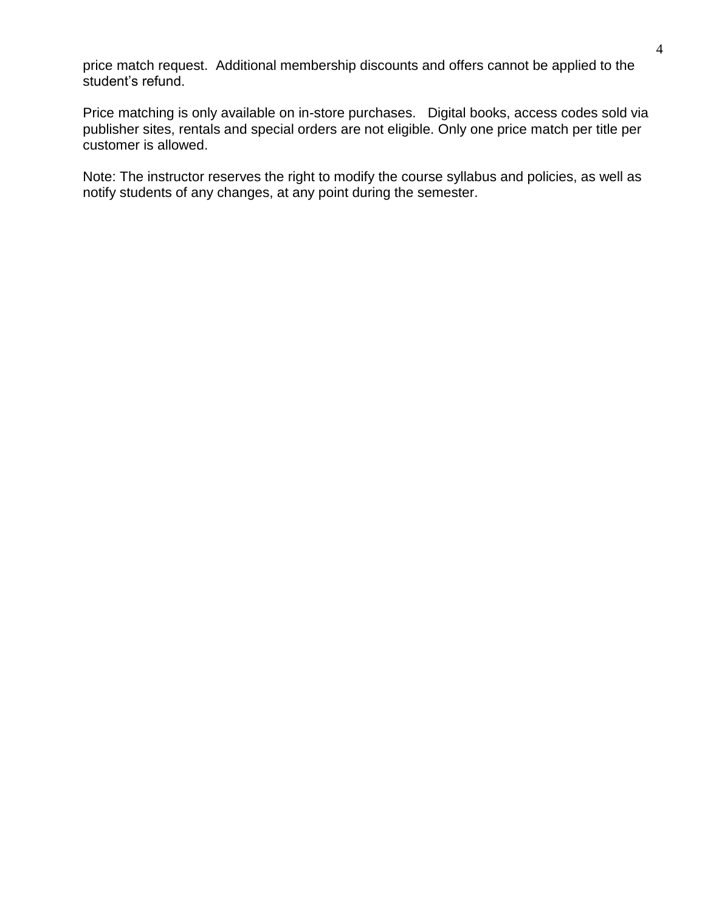price match request.  Additional membership discounts and offers cannot be applied to the student's refund.

Price matching is only available on in-store purchases.   Digital books, access codes sold via publisher sites, rentals and special orders are not eligible. Only one price match per title per customer is allowed.

Note: The instructor reserves the right to modify the course syllabus and policies, as well as notify students of any changes, at any point during the semester.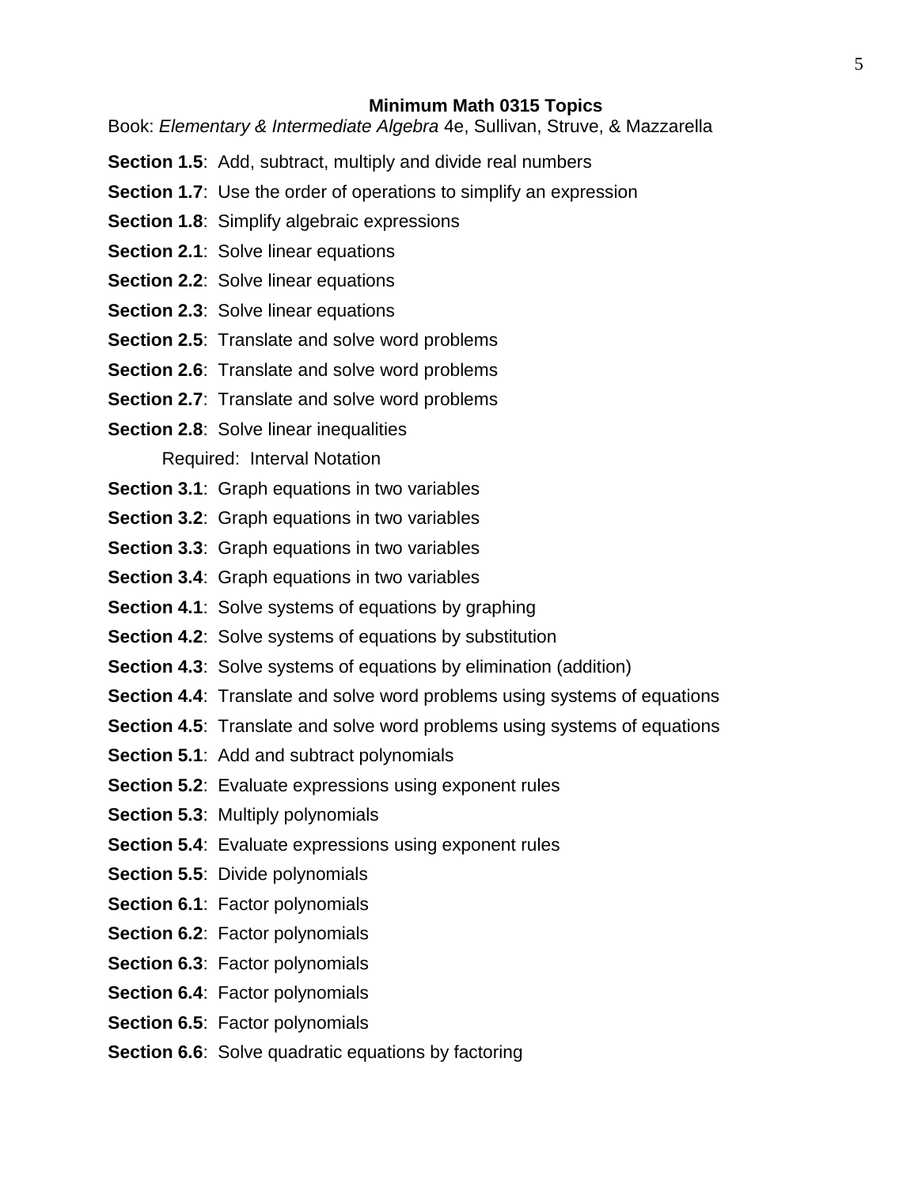## Minimum Math 0315 Topics

Book: *Elementary & Intermediate Algebra* 4e, Sullivan, Struve, & Mazzarella

**Section 1.5**: Add, subtract, multiply and divide real numbers

**Section 1.7**: Use the order of operations to simplify an expression

**Section 1.8**: Simplify algebraic expressions

**Section 2.1**: Solve linear equations

**Section 2.2**: Solve linear equations

**Section 2.3**: Solve linear equations

**Section 2.5**: Translate and solve word problems

**Section 2.6**: Translate and solve word problems

**Section 2.7**: Translate and solve word problems

**Section 2.8**: Solve linear inequalities

Required: Interval Notation

**Section 3.1**: Graph equations in two variables

**Section 3.2**: Graph equations in two variables

**Section 3.3**: Graph equations in two variables

**Section 3.4**: Graph equations in two variables

**Section 4.1**: Solve systems of equations by graphing

**Section 4.2**: Solve systems of equations by substitution

**Section 4.3**: Solve systems of equations by elimination (addition)

**Section 4.4**: Translate and solve word problems using systems of equations

**Section 4.5**: Translate and solve word problems using systems of equations

**Section 5.1**: Add and subtract polynomials

**Section 5.2**: Evaluate expressions using exponent rules

**Section 5.3**: Multiply polynomials

**Section 5.4**: Evaluate expressions using exponent rules

**Section 5.5**: Divide polynomials

**Section 6.1**: Factor polynomials

**Section 6.2**: Factor polynomials

**Section 6.3**: Factor polynomials

**Section 6.4**: Factor polynomials

**Section 6.5**: Factor polynomials

**Section 6.6**: Solve quadratic equations by factoring